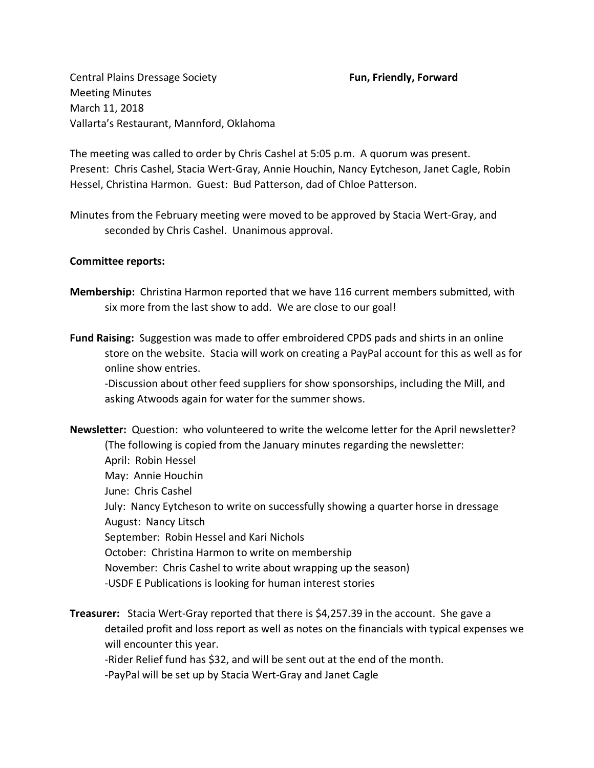Central Plains Dressage Society **Fun, Friendly, Forward**
Meeting Minutes
March 11, 2018
Vallarta's Restaurant, Mannford, Oklahoma

The meeting was called to order by Chris Cashel at 5:05 p.m. A quorum was present. Present: Chris Cashel, Stacia Wert-Gray, Annie Houchin, Nancy Eytcheson, Janet Cagle, Robin Hessel, Christina Harmon. Guest: Bud Patterson, dad of Chloe Patterson.

Minutes from the February meeting were moved to be approved by Stacia Wert-Gray, and seconded by Chris Cashel. Unanimous approval.

**Committee reports:**

**Membership:** Christina Harmon reported that we have 116 current members submitted, with six more from the last show to add. We are close to our goal!

**Fund Raising:** Suggestion was made to offer embroidered CPDS pads and shirts in an online store on the website. Stacia will work on creating a PayPal account for this as well as for online show entries.

-Discussion about other feed suppliers for show sponsorships, including the Mill, and asking Atwoods again for water for the summer shows.

**Newsletter:** Question: who volunteered to write the welcome letter for the April newsletter?

(The following is copied from the January minutes regarding the newsletter:

April: Robin Hessel
May: Annie Houchin
June: Chris Cashel
July: Nancy Eytcheson to write on successfully showing a quarter horse in dressage
August: Nancy Litsch
September: Robin Hessel and Kari Nichols
October: Christina Harmon to write on membership
November: Chris Cashel to write about wrapping up the season)

-USDF E Publications is looking for human interest stories

**Treasurer:** Stacia Wert-Gray reported that there is $4,257.39 in the account. She gave a detailed profit and loss report as well as notes on the financials with typical expenses we will encounter this year.

-Rider Relief fund has $32, and will be sent out at the end of the month.

-PayPal will be set up by Stacia Wert-Gray and Janet Cagle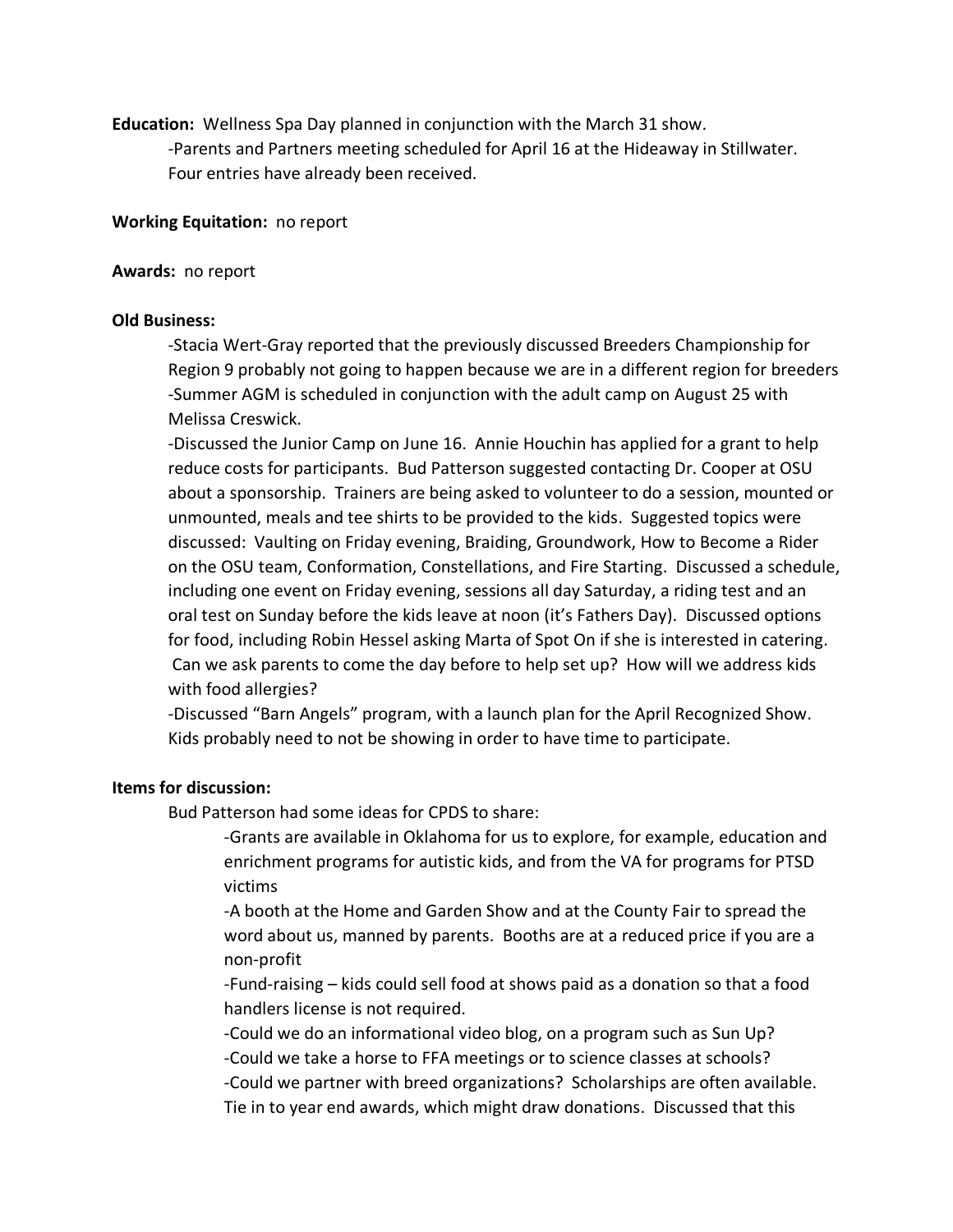**Education:** Wellness Spa Day planned in conjunction with the March 31 show.

-Parents and Partners meeting scheduled for April 16 at the Hideaway in Stillwater. Four entries have already been received.

**Working Equitation:** no report

**Awards:** no report

**Old Business:**

-Stacia Wert-Gray reported that the previously discussed Breeders Championship for Region 9 probably not going to happen because we are in a different region for breeders

-Summer AGM is scheduled in conjunction with the adult camp on August 25 with Melissa Creswick.

-Discussed the Junior Camp on June 16. Annie Houchin has applied for a grant to help reduce costs for participants. Bud Patterson suggested contacting Dr. Cooper at OSU about a sponsorship. Trainers are being asked to volunteer to do a session, mounted or unmounted, meals and tee shirts to be provided to the kids. Suggested topics were discussed: Vaulting on Friday evening, Braiding, Groundwork, How to Become a Rider on the OSU team, Conformation, Constellations, and Fire Starting. Discussed a schedule, including one event on Friday evening, sessions all day Saturday, a riding test and an oral test on Sunday before the kids leave at noon (it's Fathers Day). Discussed options for food, including Robin Hessel asking Marta of Spot On if she is interested in catering. Can we ask parents to come the day before to help set up? How will we address kids with food allergies?

-Discussed "Barn Angels" program, with a launch plan for the April Recognized Show. Kids probably need to not be showing in order to have time to participate.

**Items for discussion:**

Bud Patterson had some ideas for CPDS to share:

-Grants are available in Oklahoma for us to explore, for example, education and enrichment programs for autistic kids, and from the VA for programs for PTSD victims

-A booth at the Home and Garden Show and at the County Fair to spread the word about us, manned by parents. Booths are at a reduced price if you are a non-profit

-Fund-raising – kids could sell food at shows paid as a donation so that a food handlers license is not required.

-Could we do an informational video blog, on a program such as Sun Up?

-Could we take a horse to FFA meetings or to science classes at schools?

-Could we partner with breed organizations? Scholarships are often available. Tie in to year end awards, which might draw donations. Discussed that this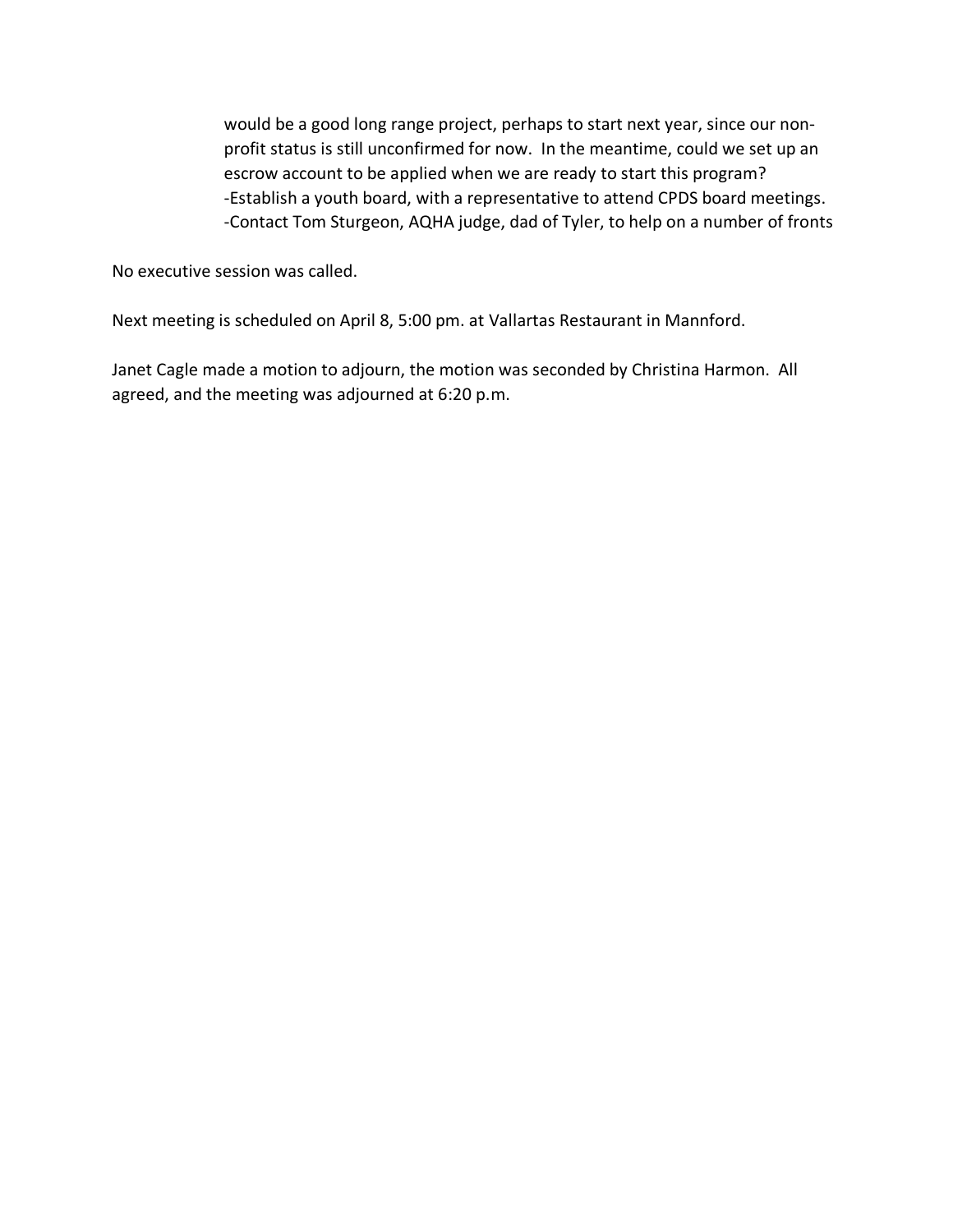would be a good long range project, perhaps to start next year, since our non-profit status is still unconfirmed for now. In the meantime, could we set up an escrow account to be applied when we are ready to start this program?
-Establish a youth board, with a representative to attend CPDS board meetings.
-Contact Tom Sturgeon, AQHA judge, dad of Tyler, to help on a number of fronts

No executive session was called.

Next meeting is scheduled on April 8, 5:00 pm. at Vallartas Restaurant in Mannford.

Janet Cagle made a motion to adjourn, the motion was seconded by Christina Harmon. All agreed, and the meeting was adjourned at 6:20 p.m.